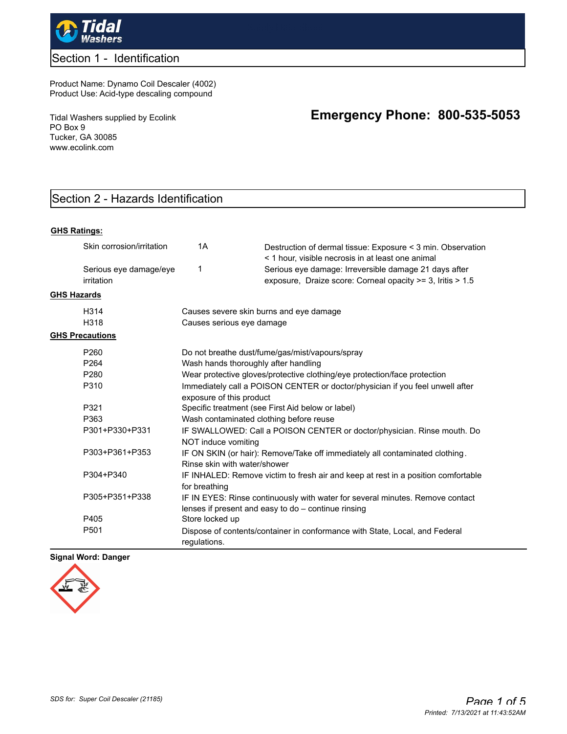## Section 1 - Identification

Product Name: Dynamo Coil Descaler (4002)
Product Use: Acid-type descaling compound

Tidal Washers supplied by Ecolink
PO Box 9
Tucker, GA 30085
www.ecolink.com

**Emergency Phone: 800-535-5053**

## Section 2 - Hazards Identification

**GHS Ratings:**

| | | |
|---|---|---|
| Skin corrosion/irritation | 1A | Destruction of dermal tissue: Exposure < 3 min. Observation < 1 hour, visible necrosis in at least one animal |
| Serious eye damage/eye irritation | 1 | Serious eye damage: Irreversible damage 21 days after exposure, Draize score: Corneal opacity >= 3, Iritis > 1.5 |

**GHS Hazards**

| | |
|---|---|
| H314 | Causes severe skin burns and eye damage |
| H318 | Causes serious eye damage |

**GHS Precautions**

| | |
|---|---|
| P260 | Do not breathe dust/fume/gas/mist/vapours/spray |
| P264 | Wash hands thoroughly after handling |
| P280 | Wear protective gloves/protective clothing/eye protection/face protection |
| P310 | Immediately call a POISON CENTER or doctor/physician if you feel unwell after exposure of this product |
| P321 | Specific treatment (see First Aid below or label) |
| P363 | Wash contaminated clothing before reuse |
| P301+P330+P331 | IF SWALLOWED: Call a POISON CENTER or doctor/physician. Rinse mouth. Do NOT induce vomiting |
| P303+P361+P353 | IF ON SKIN (or hair): Remove/Take off immediately all contaminated clothing. Rinse skin with water/shower |
| P304+P340 | IF INHALED: Remove victim to fresh air and keep at rest in a position comfortable for breathing |
| P305+P351+P338 | IF IN EYES: Rinse continuously with water for several minutes. Remove contact lenses if present and easy to do – continue rinsing |
| P405 | Store locked up |
| P501 | Dispose of contents/container in conformance with State, Local, and Federal regulations. |

**Signal Word: Danger**

*SDS for: Super Coil Descaler (21185)*

*Printed: 7/13/2021 at 11:43:52AM*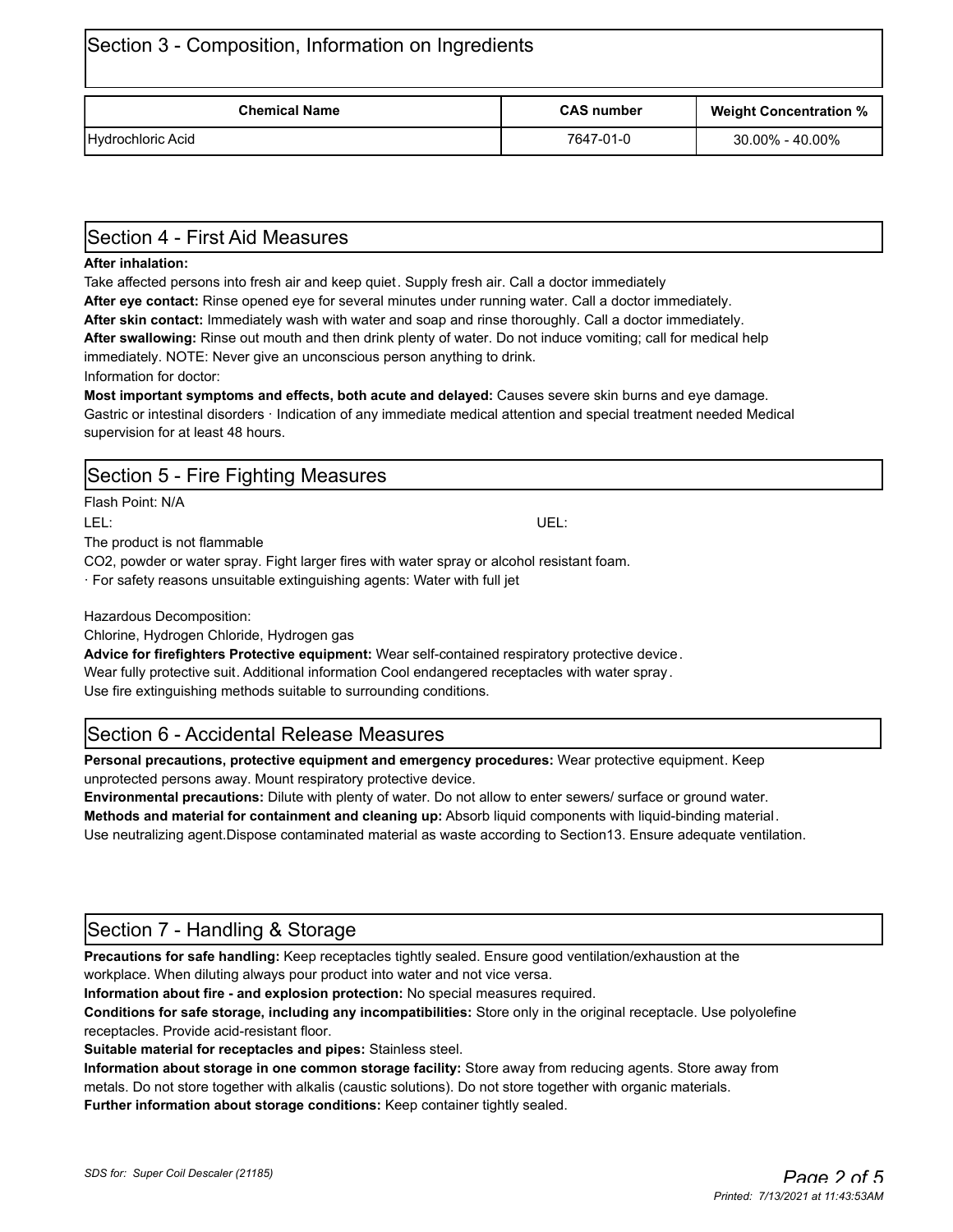## Section 3 - Composition, Information on Ingredients

| Chemical Name | CAS number | Weight Concentration % |
| --- | --- | --- |
| Hydrochloric Acid | 7647-01-0 | 30.00% - 40.00% |

## Section 4 - First Aid Measures

**After inhalation:**

Take affected persons into fresh air and keep quiet. Supply fresh air. Call a doctor immediately

**After eye contact:** Rinse opened eye for several minutes under running water. Call a doctor immediately.

**After skin contact:** Immediately wash with water and soap and rinse thoroughly. Call a doctor immediately.

**After swallowing:** Rinse out mouth and then drink plenty of water. Do not induce vomiting; call for medical help immediately. NOTE: Never give an unconscious person anything to drink.

Information for doctor:

**Most important symptoms and effects, both acute and delayed:** Causes severe skin burns and eye damage. Gastric or intestinal disorders · Indication of any immediate medical attention and special treatment needed Medical supervision for at least 48 hours.

## Section 5 - Fire Fighting Measures

Flash Point: N/A

LEL: UEL:

The product is not flammable

CO2, powder or water spray. Fight larger fires with water spray or alcohol resistant foam.

· For safety reasons unsuitable extinguishing agents: Water with full jet

Hazardous Decomposition:

Chlorine, Hydrogen Chloride, Hydrogen gas

**Advice for firefighters Protective equipment:** Wear self-contained respiratory protective device.

Wear fully protective suit. Additional information Cool endangered receptacles with water spray.

Use fire extinguishing methods suitable to surrounding conditions.

## Section 6 - Accidental Release Measures

**Personal precautions, protective equipment and emergency procedures:** Wear protective equipment. Keep unprotected persons away. Mount respiratory protective device.

**Environmental precautions:** Dilute with plenty of water. Do not allow to enter sewers/ surface or ground water.

**Methods and material for containment and cleaning up:** Absorb liquid components with liquid-binding material. Use neutralizing agent.Dispose contaminated material as waste according to Section13. Ensure adequate ventilation.

## Section 7 - Handling & Storage

**Precautions for safe handling:** Keep receptacles tightly sealed. Ensure good ventilation/exhaustion at the workplace. When diluting always pour product into water and not vice versa.

**Information about fire - and explosion protection:** No special measures required.

**Conditions for safe storage, including any incompatibilities:** Store only in the original receptacle. Use polyolefine receptacles. Provide acid-resistant floor.

**Suitable material for receptacles and pipes:** Stainless steel.

**Information about storage in one common storage facility:** Store away from reducing agents. Store away from metals. Do not store together with alkalis (caustic solutions). Do not store together with organic materials.

**Further information about storage conditions:** Keep container tightly sealed.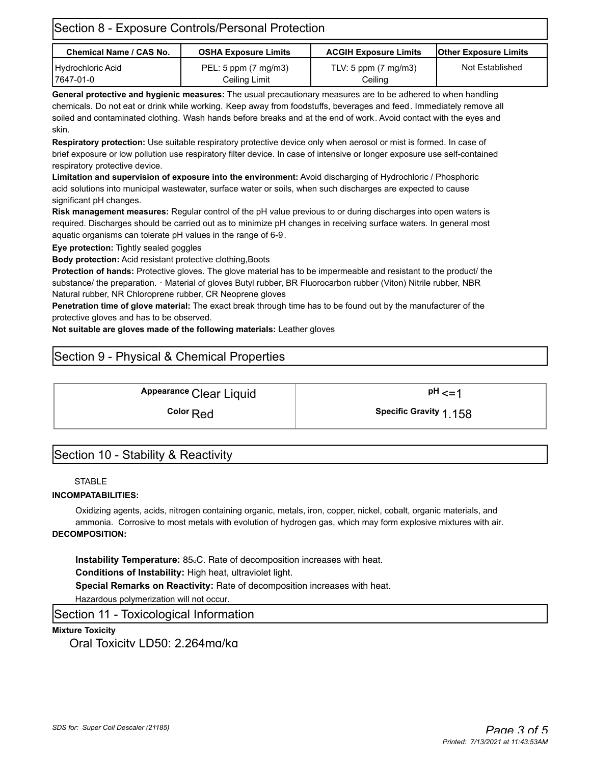## Section 8 - Exposure Controls/Personal Protection

| Chemical Name / CAS No. | OSHA Exposure Limits | ACGIH Exposure Limits | Other Exposure Limits |
|---|---|---|---|
| Hydrochloric Acid 7647-01-0 | PEL: 5 ppm (7 mg/m3) Ceiling Limit | TLV: 5 ppm (7 mg/m3) Ceiling | Not Established |

**General protective and hygienic measures:** The usual precautionary measures are to be adhered to when handling chemicals. Do not eat or drink while working. Keep away from foodstuffs, beverages and feed. Immediately remove all soiled and contaminated clothing. Wash hands before breaks and at the end of work. Avoid contact with the eyes and skin.

**Respiratory protection:** Use suitable respiratory protective device only when aerosol or mist is formed. In case of brief exposure or low pollution use respiratory filter device. In case of intensive or longer exposure use self-contained respiratory protective device.

**Limitation and supervision of exposure into the environment:** Avoid discharging of Hydrochloric / Phosphoric acid solutions into municipal wastewater, surface water or soils, when such discharges are expected to cause significant pH changes.

**Risk management measures:** Regular control of the pH value previous to or during discharges into open waters is required. Discharges should be carried out as to minimize pH changes in receiving surface waters. In general most aquatic organisms can tolerate pH values in the range of 6-9.

**Eye protection:** Tightly sealed goggles

**Body protection:** Acid resistant protective clothing,Boots

**Protection of hands:** Protective gloves. The glove material has to be impermeable and resistant to the product/ the substance/ the preparation. · Material of gloves Butyl rubber, BR Fluorocarbon rubber (Viton) Nitrile rubber, NBR Natural rubber, NR Chloroprene rubber, CR Neoprene gloves

**Penetration time of glove material:** The exact break through time has to be found out by the manufacturer of the protective gloves and has to be observed.

**Not suitable are gloves made of the following materials:** Leather gloves

## Section 9 - Physical & Chemical Properties

| | |
|---|---|
| **Appearance** Clear Liquid | **pH** <=1 |
| **Color** Red | **Specific Gravity** 1.158 |

## Section 10 - Stability & Reactivity

STABLE

**INCOMPATABILITIES:**

Oxidizing agents, acids, nitrogen containing organic, metals, iron, copper, nickel, cobalt, organic materials, and ammonia. Corrosive to most metals with evolution of hydrogen gas, which may form explosive mixtures with air.

**DECOMPOSITION:**

**Instability Temperature:** 85°C. Rate of decomposition increases with heat.

**Conditions of Instability:** High heat, ultraviolet light.

**Special Remarks on Reactivity:** Rate of decomposition increases with heat.

Hazardous polymerization will not occur.

## Section 11 - Toxicological Information

**Mixture Toxicity**

Oral Toxicity LD50: 2,264mg/kg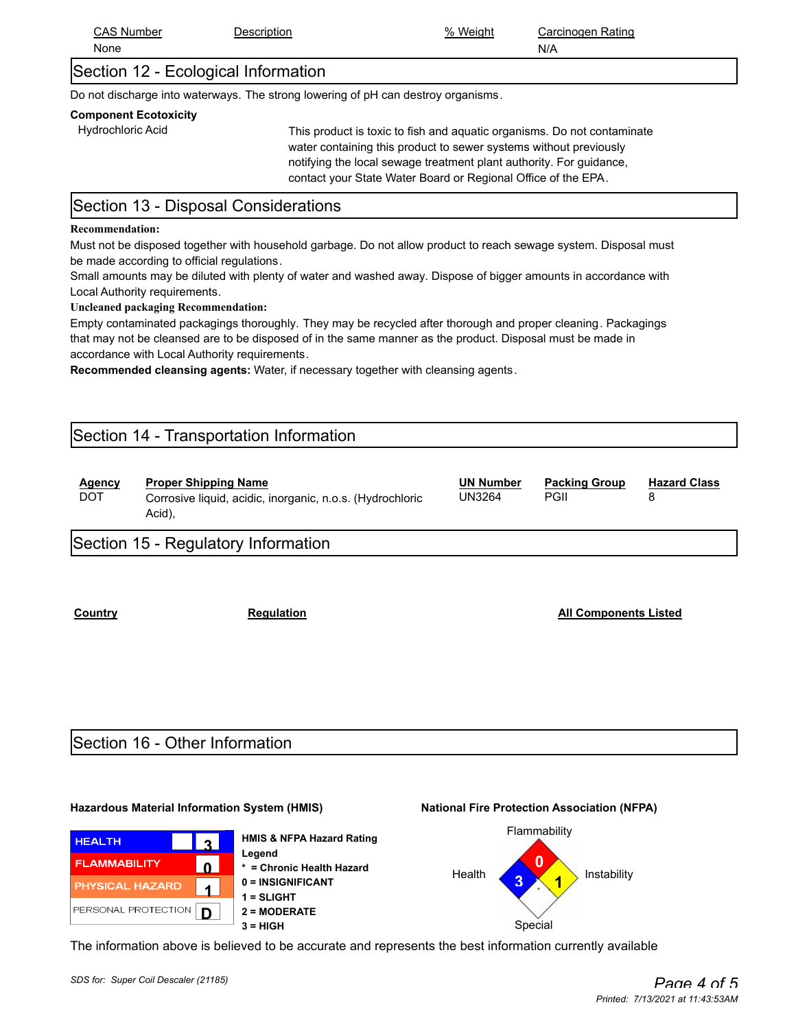| CAS Number | Description | % Weight | Carcinogen Rating |
|---|---|---|---|
| None | | | N/A |

## Section 12 - Ecological Information

Do not discharge into waterways. The strong lowering of pH can destroy organisms.

**Component Ecotoxicity**

| | |
|---|---|
| Hydrochloric Acid | This product is toxic to fish and aquatic organisms. Do not contaminate water containing this product to sewer systems without previously notifying the local sewage treatment plant authority. For guidance, contact your State Water Board or Regional Office of the EPA. |

## Section 13 - Disposal Considerations

**Recommendation:**

Must not be disposed together with household garbage. Do not allow product to reach sewage system. Disposal must be made according to official regulations.

Small amounts may be diluted with plenty of water and washed away. Dispose of bigger amounts in accordance with Local Authority requirements.

**Uncleaned packaging Recommendation:**

Empty contaminated packagings thoroughly. They may be recycled after thorough and proper cleaning. Packagings that may not be cleansed are to be disposed of in the same manner as the product. Disposal must be made in accordance with Local Authority requirements.

**Recommended cleansing agents:** Water, if necessary together with cleansing agents.

## Section 14 - Transportation Information

| Agency | Proper Shipping Name | UN Number | Packing Group | Hazard Class |
|---|---|---|---|---|
| DOT | Corrosive liquid, acidic, inorganic, n.o.s. (Hydrochloric Acid), | UN3264 | PGII | 8 |

## Section 15 - Regulatory Information

| Country | Regulation | All Components Listed |
|---|---|---|

## Section 16 - Other Information

**Hazardous Material Information System (HMIS)**

| | |
|---|---|
| HEALTH | 3 |
| FLAMMABILITY | 0 |
| PHYSICAL HAZARD | 1 |
| PERSONAL PROTECTION | D |

**HMIS & NFPA Hazard Rating Legend**
- * = Chronic Health Hazard
- 0 = INSIGNIFICANT
- 1 = SLIGHT
- 2 = MODERATE
- 3 = HIGH

**National Fire Protection Association (NFPA)**

| | |
|---|---|
| Flammability | 0 |
| Health | 3 |
| Instability | 1 |
| Special | |

The information above is believed to be accurate and represents the best information currently available

*SDS for: Super Coil Descaler (21185)*

*Printed: 7/13/2021 at 11:43:53AM*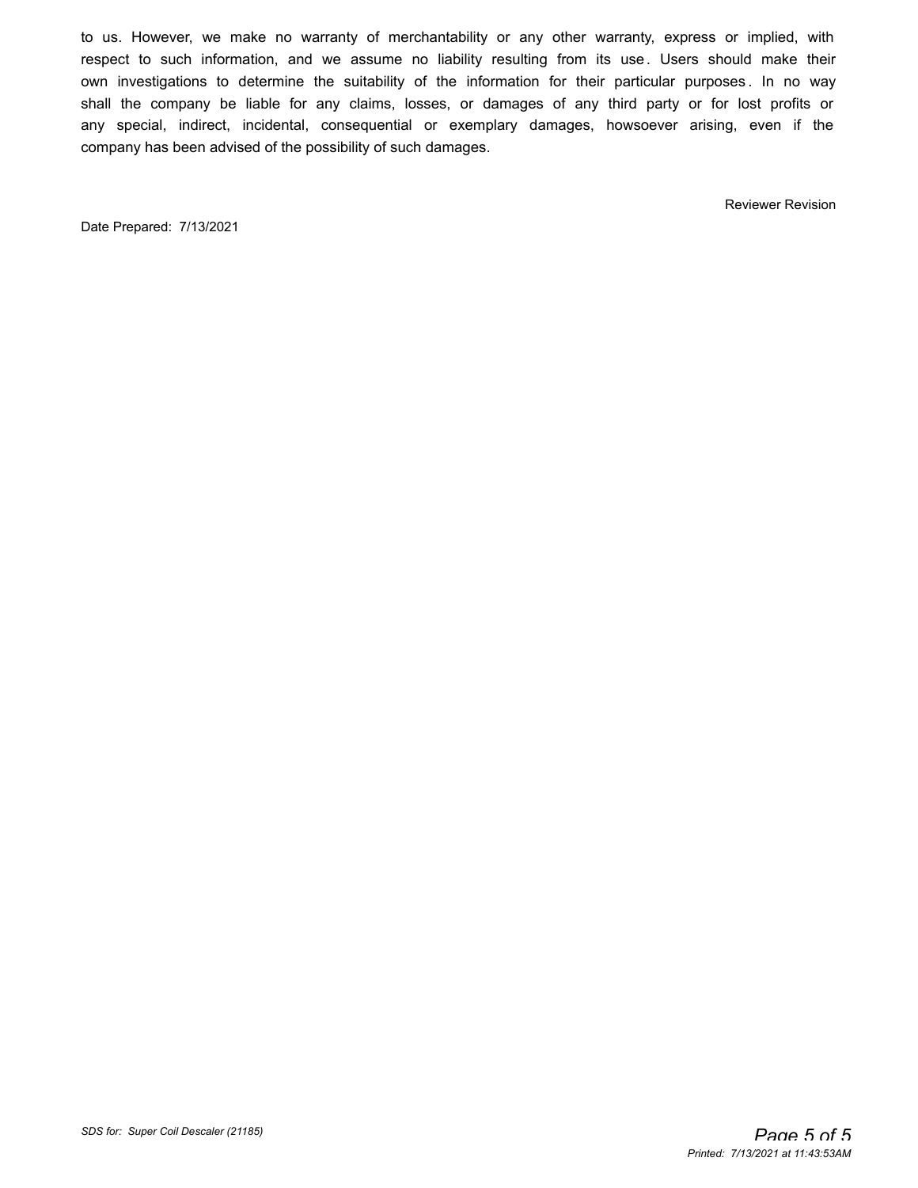to us. However, we make no warranty of merchantability or any other warranty, express or implied, with respect to such information, and we assume no liability resulting from its use. Users should make their own investigations to determine the suitability of the information for their particular purposes. In no way shall the company be liable for any claims, losses, or damages of any third party or for lost profits or any special, indirect, incidental, consequential or exemplary damages, howsoever arising, even if the company has been advised of the possibility of such damages.

Reviewer Revision

Date Prepared: 7/13/2021